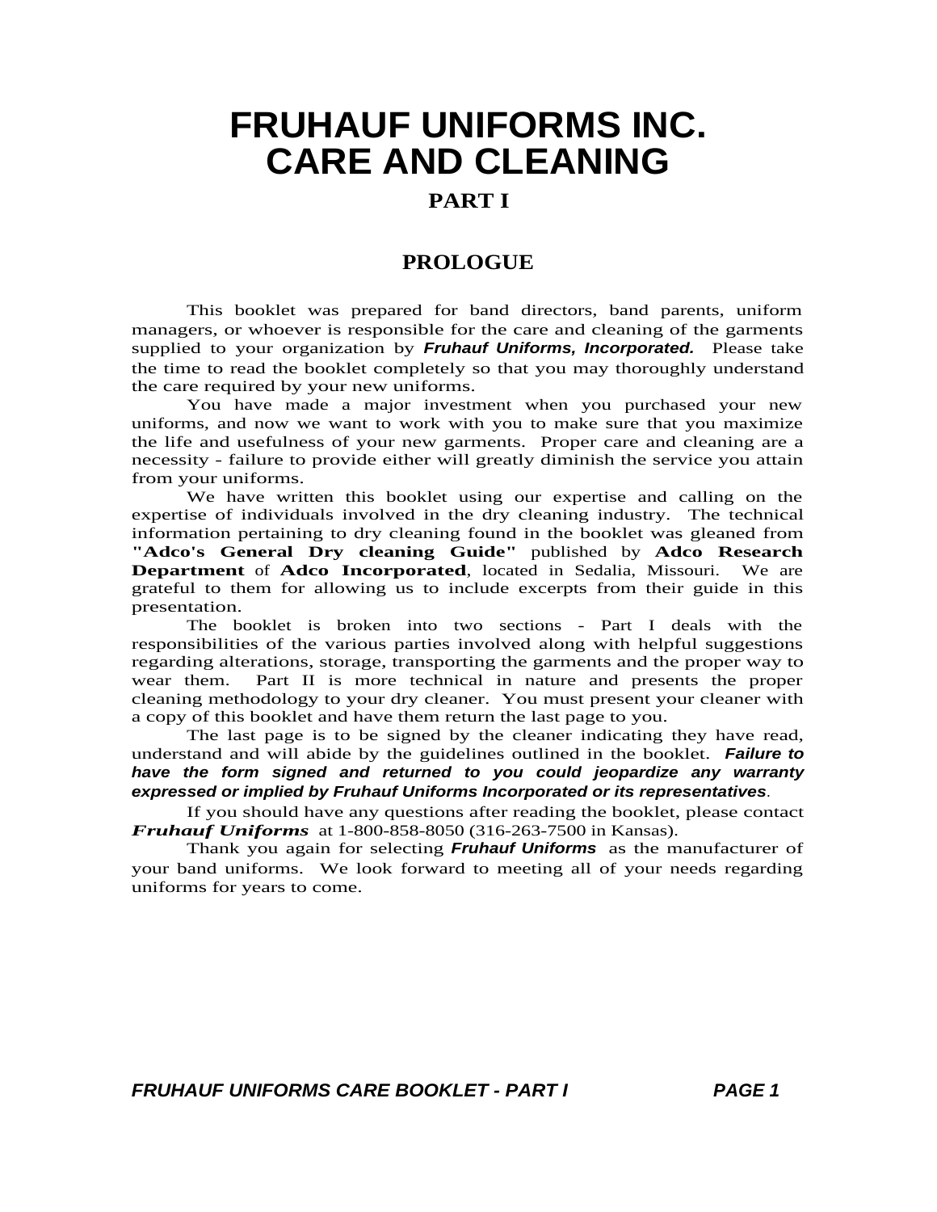# FRUHAUF UNIFORMS INC.
# CARE AND CLEANING

## PART I

## PROLOGUE

This booklet was prepared for band directors, band parents, uniform managers, or whoever is responsible for the care and cleaning of the garments supplied to your organization by ***Fruhauf Uniforms, Incorporated.*** Please take the time to read the booklet completely so that you may thoroughly understand the care required by your new uniforms.

You have made a major investment when you purchased your new uniforms, and now we want to work with you to make sure that you maximize the life and usefulness of your new garments. Proper care and cleaning are a necessity - failure to provide either will greatly diminish the service you attain from your uniforms.

We have written this booklet using our expertise and calling on the expertise of individuals involved in the dry cleaning industry. The technical information pertaining to dry cleaning found in the booklet was gleaned from **"Adco's General Dry cleaning Guide"** published by **Adco Research Department** of **Adco Incorporated**, located in Sedalia, Missouri. We are grateful to them for allowing us to include excerpts from their guide in this presentation.

The booklet is broken into two sections - Part I deals with the responsibilities of the various parties involved along with helpful suggestions regarding alterations, storage, transporting the garments and the proper way to wear them. Part II is more technical in nature and presents the proper cleaning methodology to your dry cleaner. You must present your cleaner with a copy of this booklet and have them return the last page to you.

The last page is to be signed by the cleaner indicating they have read, understand and will abide by the guidelines outlined in the booklet. ***Failure to have the form signed and returned to you could jeopardize any warranty expressed or implied by Fruhauf Uniforms Incorporated or its representatives***.

If you should have any questions after reading the booklet, please contact ***Fruhauf Uniforms*** at 1-800-858-8050 (316-263-7500 in Kansas).

Thank you again for selecting ***Fruhauf Uniforms*** as the manufacturer of your band uniforms. We look forward to meeting all of your needs regarding uniforms for years to come.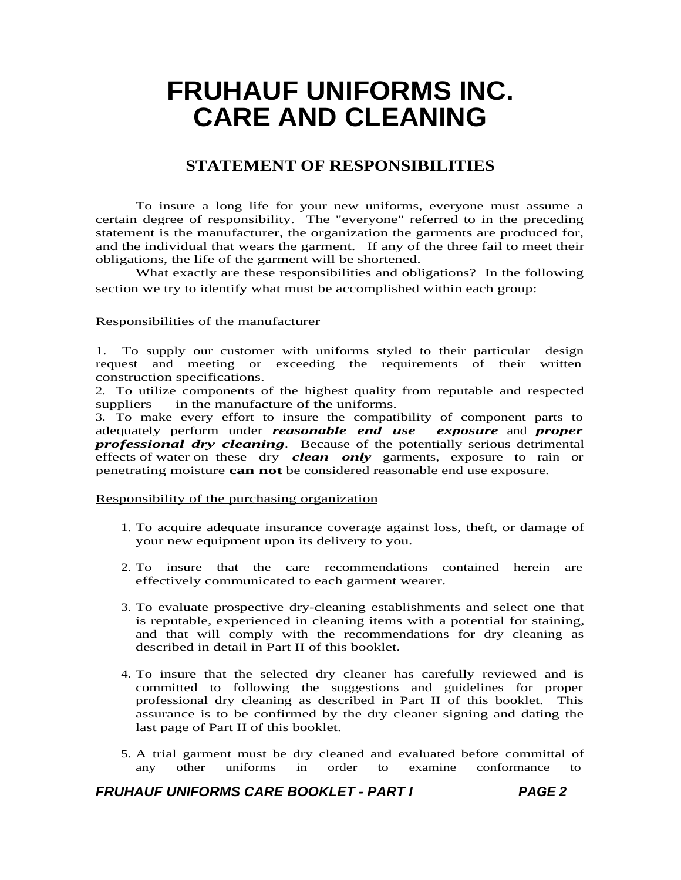# FRUHAUF UNIFORMS INC.
# CARE AND CLEANING

## STATEMENT OF RESPONSIBILITIES

To insure a long life for your new uniforms, everyone must assume a certain degree of responsibility. The "everyone" referred to in the preceding statement is the manufacturer, the organization the garments are produced for, and the individual that wears the garment. If any of the three fail to meet their obligations, the life of the garment will be shortened.

What exactly are these responsibilities and obligations? In the following section we try to identify what must be accomplished within each group:

<u>Responsibilities of the manufacturer</u>

1. To supply our customer with uniforms styled to their particular design request and meeting or exceeding the requirements of their written construction specifications.
2. To utilize components of the highest quality from reputable and respected suppliers in the manufacture of the uniforms.
3. To make every effort to insure the compatibility of component parts to adequately perform under ***reasonable end use exposure*** and ***proper professional dry cleaning***. Because of the potentially serious detrimental effects of water on these dry ***clean only*** garments, exposure to rain or penetrating moisture <u>**can not**</u> be considered reasonable end use exposure.

<u>Responsibility of the purchasing organization</u>

1. To acquire adequate insurance coverage against loss, theft, or damage of your new equipment upon its delivery to you.

2. To insure that the care recommendations contained herein are effectively communicated to each garment wearer.

3. To evaluate prospective dry-cleaning establishments and select one that is reputable, experienced in cleaning items with a potential for staining, and that will comply with the recommendations for dry cleaning as described in detail in Part II of this booklet.

4. To insure that the selected dry cleaner has carefully reviewed and is committed to following the suggestions and guidelines for proper professional dry cleaning as described in Part II of this booklet. This assurance is to be confirmed by the dry cleaner signing and dating the last page of Part II of this booklet.

5. A trial garment must be dry cleaned and evaluated before committal of any other uniforms in order to examine conformance to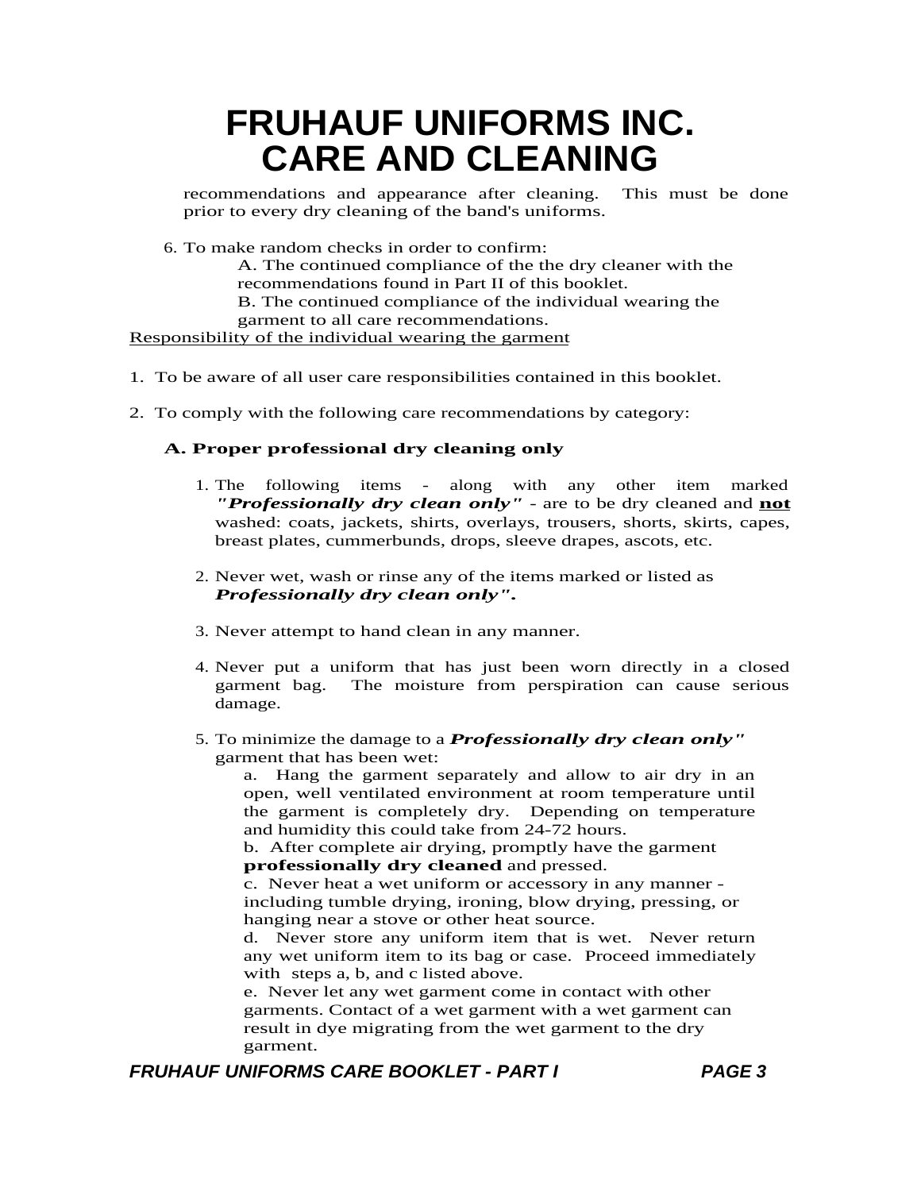# FRUHAUF UNIFORMS INC.
# CARE AND CLEANING

recommendations and appearance after cleaning. This must be done prior to every dry cleaning of the band's uniforms.

6. To make random checks in order to confirm:
   A. The continued compliance of the the dry cleaner with the recommendations found in Part II of this booklet.
   B. The continued compliance of the individual wearing the garment to all care recommendations.

<u>Responsibility of the individual wearing the garment</u>

1. To be aware of all user care responsibilities contained in this booklet.

2. To comply with the following care recommendations by category:

   **A. Proper professional dry cleaning only**

   1. The following items - along with any other item marked ***"Professionally dry clean only"*** - are to be dry cleaned and **<u>not</u>** washed: coats, jackets, shirts, overlays, trousers, shorts, skirts, capes, breast plates, cummerbunds, drops, sleeve drapes, ascots, etc.

   2. Never wet, wash or rinse any of the items marked or listed as ***Professionally dry clean only".***

   3. Never attempt to hand clean in any manner.

   4. Never put a uniform that has just been worn directly in a closed garment bag. The moisture from perspiration can cause serious damage.

   5. To minimize the damage to a ***Professionally dry clean only"*** garment that has been wet:
      a. Hang the garment separately and allow to air dry in an open, well ventilated environment at room temperature until the garment is completely dry. Depending on temperature and humidity this could take from 24-72 hours.
      b. After complete air drying, promptly have the garment **professionally dry cleaned** and pressed.
      c. Never heat a wet uniform or accessory in any manner - including tumble drying, ironing, blow drying, pressing, or hanging near a stove or other heat source.
      d. Never store any uniform item that is wet. Never return any wet uniform item to its bag or case. Proceed immediately with steps a, b, and c listed above.
      e. Never let any wet garment come in contact with other garments. Contact of a wet garment with a wet garment can result in dye migrating from the wet garment to the dry garment.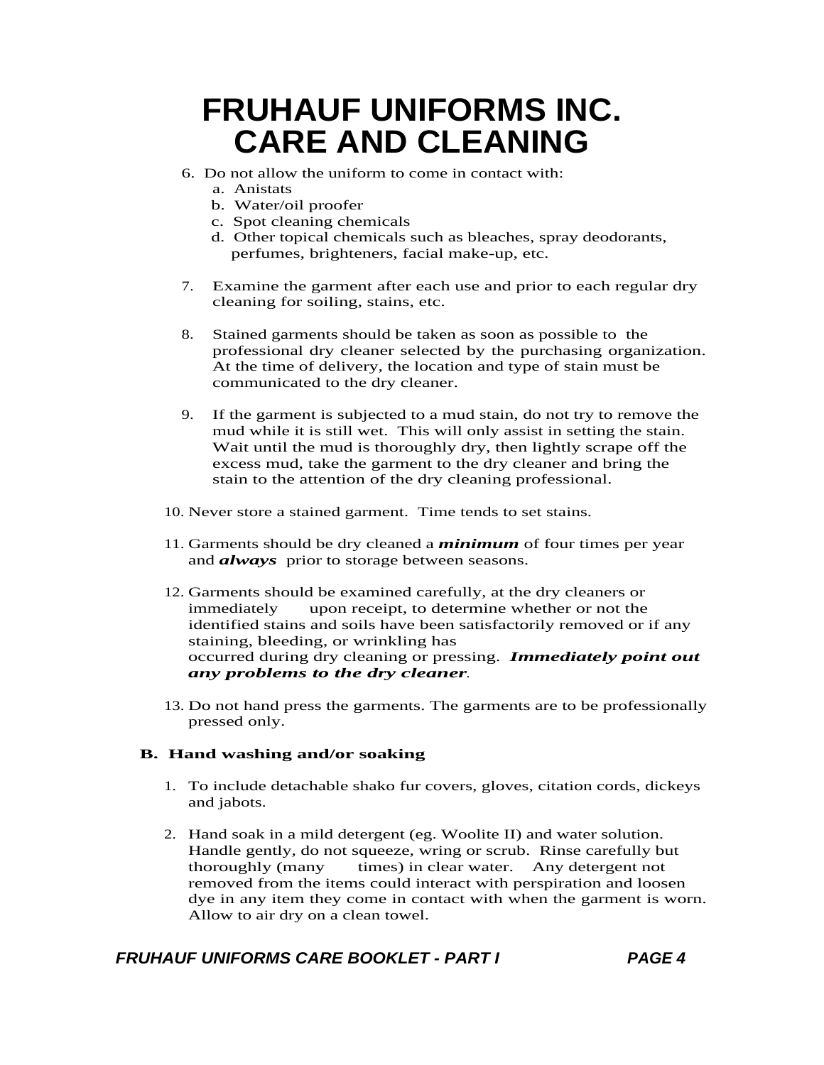# FRUHAUF UNIFORMS INC.
# CARE AND CLEANING

6. Do not allow the uniform to come in contact with:
   a. Anistats
   b. Water/oil proofer
   c. Spot cleaning chemicals
   d. Other topical chemicals such as bleaches, spray deodorants, perfumes, brighteners, facial make-up, etc.

7. Examine the garment after each use and prior to each regular dry cleaning for soiling, stains, etc.

8. Stained garments should be taken as soon as possible to the professional dry cleaner selected by the purchasing organization. At the time of delivery, the location and type of stain must be communicated to the dry cleaner.

9. If the garment is subjected to a mud stain, do not try to remove the mud while it is still wet. This will only assist in setting the stain. Wait until the mud is thoroughly dry, then lightly scrape off the excess mud, take the garment to the dry cleaner and bring the stain to the attention of the dry cleaning professional.

10. Never store a stained garment. Time tends to set stains.

11. Garments should be dry cleaned a ***minimum*** of four times per year and ***always*** prior to storage between seasons.

12. Garments should be examined carefully, at the dry cleaners or immediately upon receipt, to determine whether or not the identified stains and soils have been satisfactorily removed or if any staining, bleeding, or wrinkling has occurred during dry cleaning or pressing. ***Immediately point out any problems to the dry cleaner***.

13. Do not hand press the garments. The garments are to be professionally pressed only.

**B. Hand washing and/or soaking**

1. To include detachable shako fur covers, gloves, citation cords, dickeys and jabots.

2. Hand soak in a mild detergent (eg. Woolite II) and water solution. Handle gently, do not squeeze, wring or scrub. Rinse carefully but thoroughly (many times) in clear water. Any detergent not removed from the items could interact with perspiration and loosen dye in any item they come in contact with when the garment is worn. Allow to air dry on a clean towel.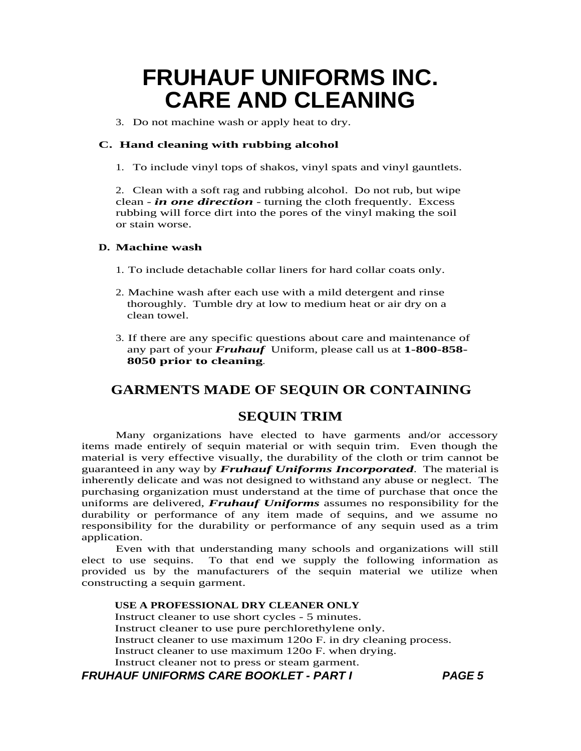# FRUHAUF UNIFORMS INC.
# CARE AND CLEANING

3. Do not machine wash or apply heat to dry.

**C. Hand cleaning with rubbing alcohol**

1. To include vinyl tops of shakos, vinyl spats and vinyl gauntlets.

2. Clean with a soft rag and rubbing alcohol. Do not rub, but wipe clean - ***in one direction*** - turning the cloth frequently. Excess rubbing will force dirt into the pores of the vinyl making the soil or stain worse.

**D. Machine wash**

1. To include detachable collar liners for hard collar coats only.

2. Machine wash after each use with a mild detergent and rinse thoroughly. Tumble dry at low to medium heat or air dry on a clean towel.

3. If there are any specific questions about care and maintenance of any part of your ***Fruhauf*** Uniform, please call us at **1-800-858-8050 prior to cleaning**.

## GARMENTS MADE OF SEQUIN OR CONTAINING SEQUIN TRIM

Many organizations have elected to have garments and/or accessory items made entirely of sequin material or with sequin trim. Even though the material is very effective visually, the durability of the cloth or trim cannot be guaranteed in any way by ***Fruhauf Uniforms Incorporated***. The material is inherently delicate and was not designed to withstand any abuse or neglect. The purchasing organization must understand at the time of purchase that once the uniforms are delivered, ***Fruhauf Uniforms*** assumes no responsibility for the durability or performance of any item made of sequins, and we assume no responsibility for the durability or performance of any sequin used as a trim application.

Even with that understanding many schools and organizations will still elect to use sequins. To that end we supply the following information as provided us by the manufacturers of the sequin material we utilize when constructing a sequin garment.

**USE A PROFESSIONAL DRY CLEANER ONLY**
Instruct cleaner to use short cycles - 5 minutes.
Instruct cleaner to use pure perchlorethylene only.
Instruct cleaner to use maximum 120o F. in dry cleaning process.
Instruct cleaner to use maximum 120o F. when drying.
Instruct cleaner not to press or steam garment.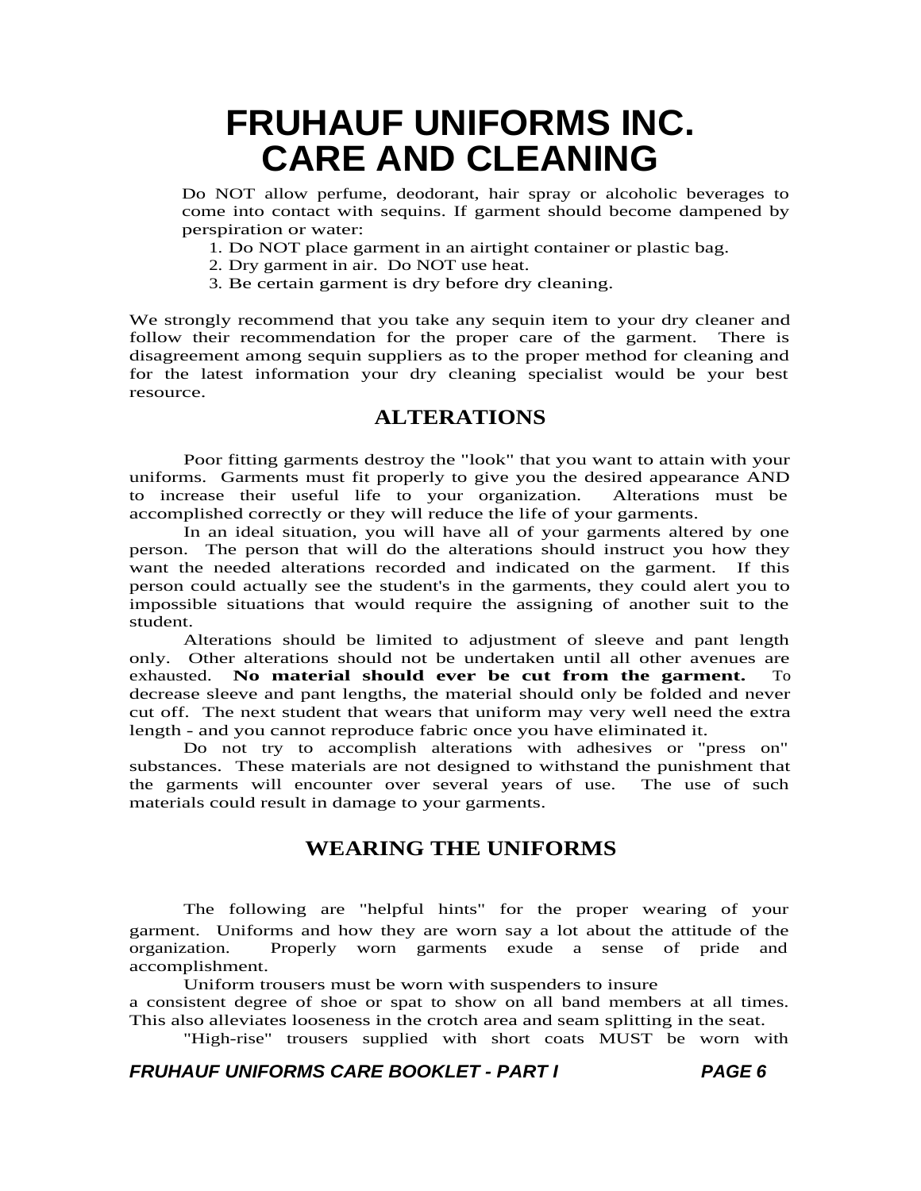# FRUHAUF UNIFORMS INC.
# CARE AND CLEANING

Do NOT allow perfume, deodorant, hair spray or alcoholic beverages to come into contact with sequins. If garment should become dampened by perspiration or water:

1. Do NOT place garment in an airtight container or plastic bag.
2. Dry garment in air. Do NOT use heat.
3. Be certain garment is dry before dry cleaning.

We strongly recommend that you take any sequin item to your dry cleaner and follow their recommendation for the proper care of the garment. There is disagreement among sequin suppliers as to the proper method for cleaning and for the latest information your dry cleaning specialist would be your best resource.

## ALTERATIONS

Poor fitting garments destroy the "look" that you want to attain with your uniforms. Garments must fit properly to give you the desired appearance AND to increase their useful life to your organization. Alterations must be accomplished correctly or they will reduce the life of your garments.

In an ideal situation, you will have all of your garments altered by one person. The person that will do the alterations should instruct you how they want the needed alterations recorded and indicated on the garment. If this person could actually see the student's in the garments, they could alert you to impossible situations that would require the assigning of another suit to the student.

Alterations should be limited to adjustment of sleeve and pant length only. Other alterations should not be undertaken until all other avenues are exhausted. **No material should ever be cut from the garment.** To decrease sleeve and pant lengths, the material should only be folded and never cut off. The next student that wears that uniform may very well need the extra length - and you cannot reproduce fabric once you have eliminated it.

Do not try to accomplish alterations with adhesives or "press on" substances. These materials are not designed to withstand the punishment that the garments will encounter over several years of use. The use of such materials could result in damage to your garments.

## WEARING THE UNIFORMS

The following are "helpful hints" for the proper wearing of your garment. Uniforms and how they are worn say a lot about the attitude of the organization. Properly worn garments exude a sense of pride and accomplishment.

Uniform trousers must be worn with suspenders to insure a consistent degree of shoe or spat to show on all band members at all times. This also alleviates looseness in the crotch area and seam splitting in the seat.

"High-rise" trousers supplied with short coats MUST be worn with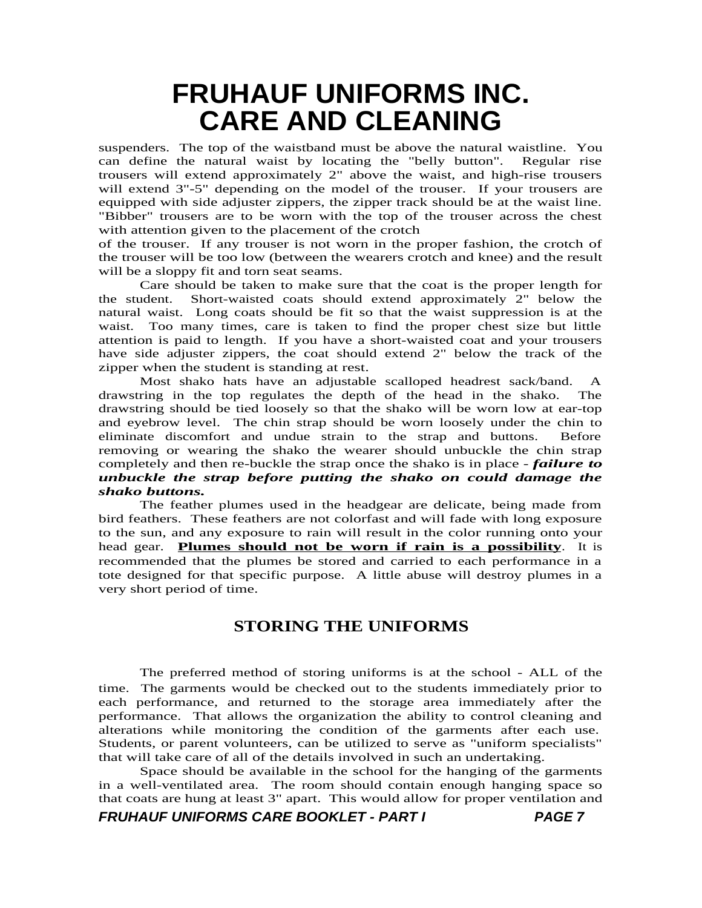suspenders. The top of the waistband must be above the natural waistline. You can define the natural waist by locating the "belly button". Regular rise trousers will extend approximately 2" above the waist, and high-rise trousers will extend 3"-5" depending on the model of the trouser. If your trousers are equipped with side adjuster zippers, the zipper track should be at the waist line. "Bibber" trousers are to be worn with the top of the trouser across the chest with attention given to the placement of the crotch of the trouser. If any trouser is not worn in the proper fashion, the crotch of the trouser will be too low (between the wearers crotch and knee) and the result will be a sloppy fit and torn seat seams.

Care should be taken to make sure that the coat is the proper length for the student. Short-waisted coats should extend approximately 2" below the natural waist. Long coats should be fit so that the waist suppression is at the waist. Too many times, care is taken to find the proper chest size but little attention is paid to length. If you have a short-waisted coat and your trousers have side adjuster zippers, the coat should extend 2" below the track of the zipper when the student is standing at rest.

Most shako hats have an adjustable scalloped headrest sack/band. A drawstring in the top regulates the depth of the head in the shako. The drawstring should be tied loosely so that the shako will be worn low at ear-top and eyebrow level. The chin strap should be worn loosely under the chin to eliminate discomfort and undue strain to the strap and buttons. Before removing or wearing the shako the wearer should unbuckle the chin strap completely and then re-buckle the strap once the shako is in place - ***failure to unbuckle the strap before putting the shako on could damage the shako buttons.***

The feather plumes used in the headgear are delicate, being made from bird feathers. These feathers are not colorfast and will fade with long exposure to the sun, and any exposure to rain will result in the color running onto your head gear. **Plumes should not be worn if rain is a possibility**. It is recommended that the plumes be stored and carried to each performance in a tote designed for that specific purpose. A little abuse will destroy plumes in a very short period of time.

## STORING THE UNIFORMS

The preferred method of storing uniforms is at the school - ALL of the time. The garments would be checked out to the students immediately prior to each performance, and returned to the storage area immediately after the performance. That allows the organization the ability to control cleaning and alterations while monitoring the condition of the garments after each use. Students, or parent volunteers, can be utilized to serve as "uniform specialists" that will take care of all of the details involved in such an undertaking.

Space should be available in the school for the hanging of the garments in a well-ventilated area. The room should contain enough hanging space so that coats are hung at least 3" apart. This would allow for proper ventilation and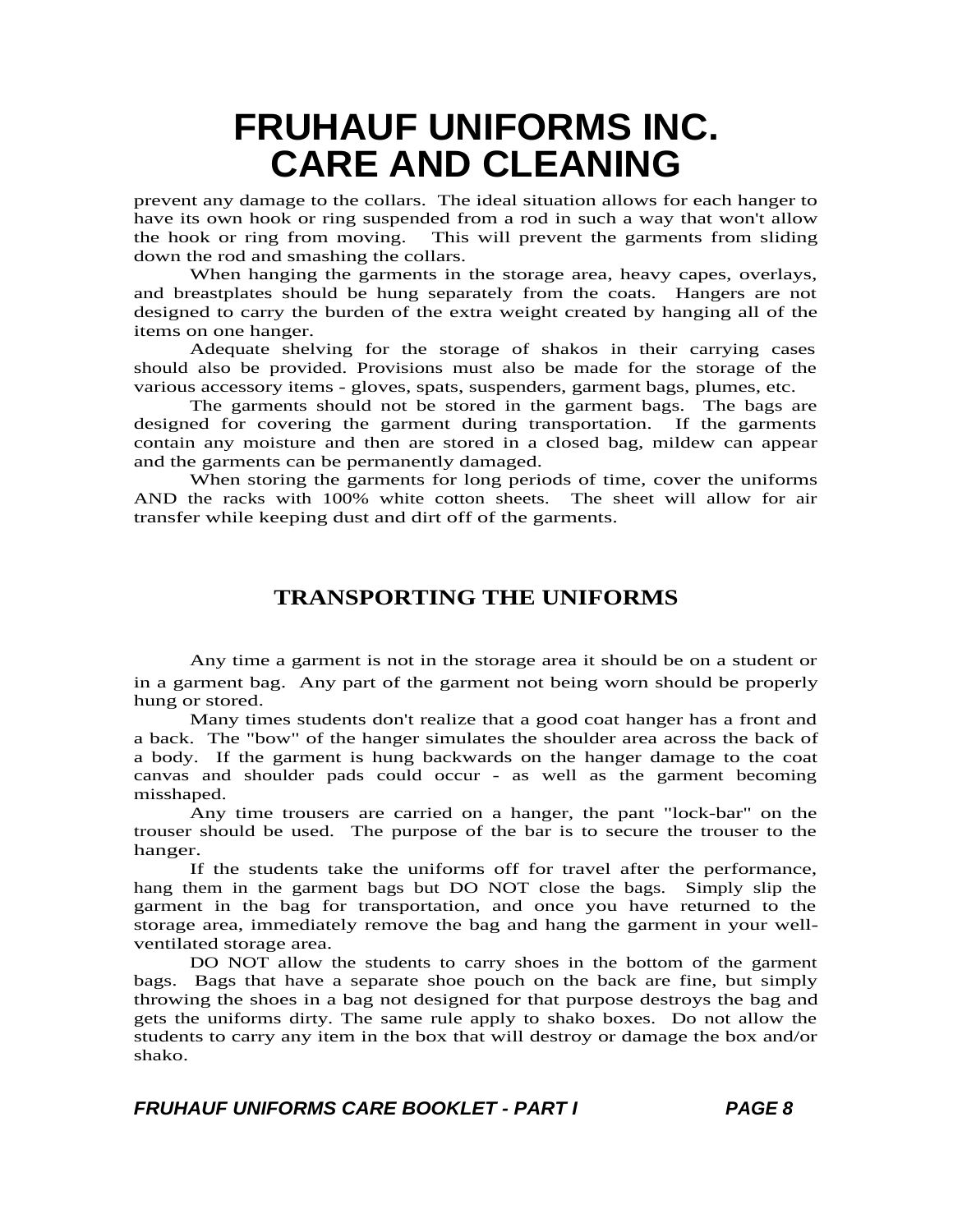prevent any damage to the collars. The ideal situation allows for each hanger to have its own hook or ring suspended from a rod in such a way that won't allow the hook or ring from moving. This will prevent the garments from sliding down the rod and smashing the collars.

When hanging the garments in the storage area, heavy capes, overlays, and breastplates should be hung separately from the coats. Hangers are not designed to carry the burden of the extra weight created by hanging all of the items on one hanger.

Adequate shelving for the storage of shakos in their carrying cases should also be provided. Provisions must also be made for the storage of the various accessory items - gloves, spats, suspenders, garment bags, plumes, etc.

The garments should not be stored in the garment bags. The bags are designed for covering the garment during transportation. If the garments contain any moisture and then are stored in a closed bag, mildew can appear and the garments can be permanently damaged.

When storing the garments for long periods of time, cover the uniforms AND the racks with 100% white cotton sheets. The sheet will allow for air transfer while keeping dust and dirt off of the garments.

## TRANSPORTING THE UNIFORMS

Any time a garment is not in the storage area it should be on a student or in a garment bag. Any part of the garment not being worn should be properly hung or stored.

Many times students don't realize that a good coat hanger has a front and a back. The "bow" of the hanger simulates the shoulder area across the back of a body. If the garment is hung backwards on the hanger damage to the coat canvas and shoulder pads could occur - as well as the garment becoming misshaped.

Any time trousers are carried on a hanger, the pant "lock-bar" on the trouser should be used. The purpose of the bar is to secure the trouser to the hanger.

If the students take the uniforms off for travel after the performance, hang them in the garment bags but DO NOT close the bags. Simply slip the garment in the bag for transportation, and once you have returned to the storage area, immediately remove the bag and hang the garment in your well-ventilated storage area.

DO NOT allow the students to carry shoes in the bottom of the garment bags. Bags that have a separate shoe pouch on the back are fine, but simply throwing the shoes in a bag not designed for that purpose destroys the bag and gets the uniforms dirty. The same rule apply to shako boxes. Do not allow the students to carry any item in the box that will destroy or damage the box and/or shako.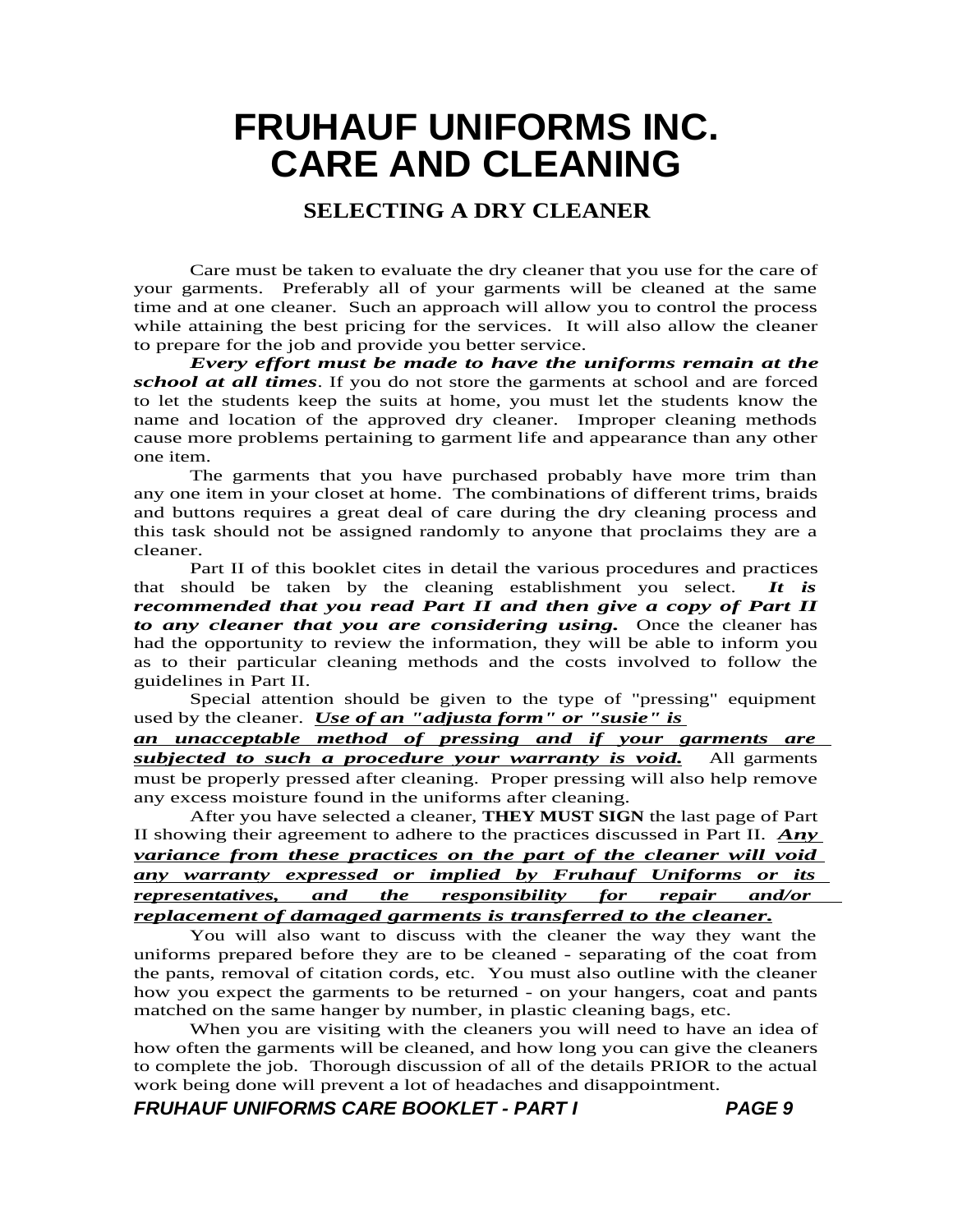# FRUHAUF UNIFORMS INC.
# CARE AND CLEANING

## SELECTING A DRY CLEANER

Care must be taken to evaluate the dry cleaner that you use for the care of your garments. Preferably all of your garments will be cleaned at the same time and at one cleaner. Such an approach will allow you to control the process while attaining the best pricing for the services. It will also allow the cleaner to prepare for the job and provide you better service.

***Every effort must be made to have the uniforms remain at the school at all times***. If you do not store the garments at school and are forced to let the students keep the suits at home, you must let the students know the name and location of the approved dry cleaner. Improper cleaning methods cause more problems pertaining to garment life and appearance than any other one item.

The garments that you have purchased probably have more trim than any one item in your closet at home. The combinations of different trims, braids and buttons requires a great deal of care during the dry cleaning process and this task should not be assigned randomly to anyone that proclaims they are a cleaner.

Part II of this booklet cites in detail the various procedures and practices that should be taken by the cleaning establishment you select. ***It is recommended that you read Part II and then give a copy of Part II to any cleaner that you are considering using.*** Once the cleaner has had the opportunity to review the information, they will be able to inform you as to their particular cleaning methods and the costs involved to follow the guidelines in Part II.

Special attention should be given to the type of "pressing" equipment used by the cleaner. ***<u>Use of an "adjusta form" or "susie" is an unacceptable method of pressing and if your garments are subjected to such a procedure your warranty is void.</u>*** All garments must be properly pressed after cleaning. Proper pressing will also help remove any excess moisture found in the uniforms after cleaning.

After you have selected a cleaner, **THEY MUST SIGN** the last page of Part II showing their agreement to adhere to the practices discussed in Part II. ***<u>Any variance from these practices on the part of the cleaner will void any warranty expressed or implied by Fruhauf Uniforms or its representatives, and the responsibility for repair and/or replacement of damaged garments is transferred to the cleaner.</u>***

You will also want to discuss with the cleaner the way they want the uniforms prepared before they are to be cleaned - separating of the coat from the pants, removal of citation cords, etc. You must also outline with the cleaner how you expect the garments to be returned - on your hangers, coat and pants matched on the same hanger by number, in plastic cleaning bags, etc.

When you are visiting with the cleaners you will need to have an idea of how often the garments will be cleaned, and how long you can give the cleaners to complete the job. Thorough discussion of all of the details PRIOR to the actual work being done will prevent a lot of headaches and disappointment.